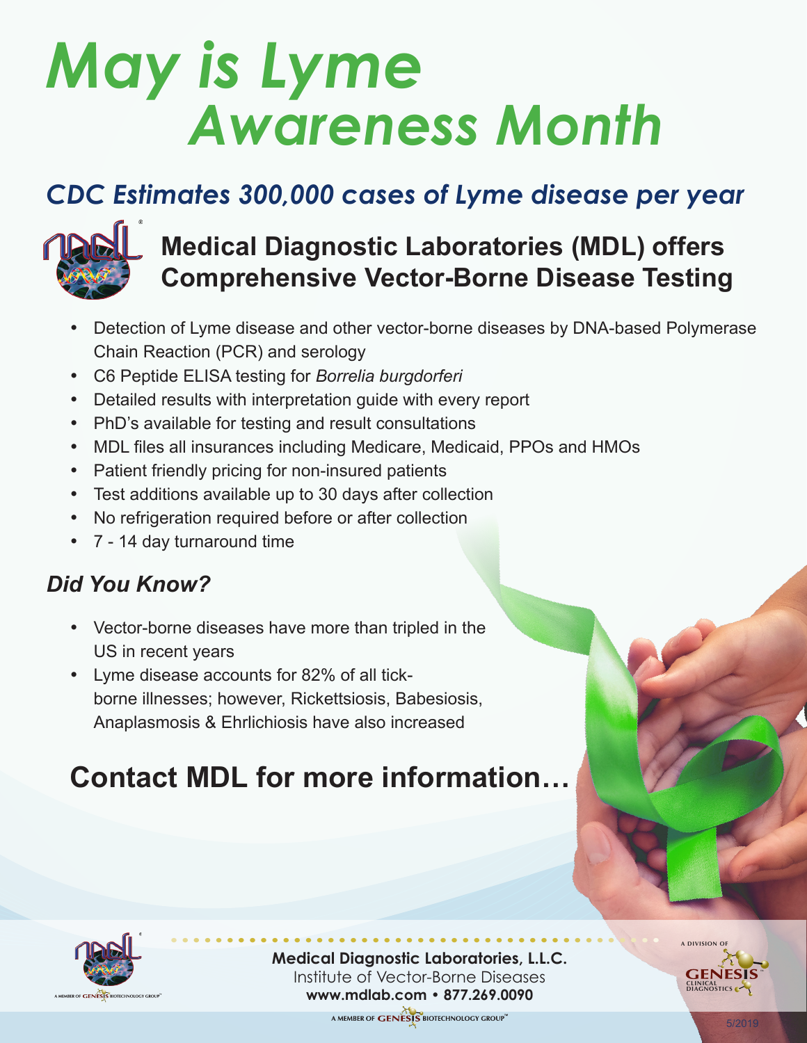# May is Lyme Awareness Month

## *CDC Estimates 300,000 cases of Lyme disease per year*

## Medical Diagnostic Laboratories (MDL) offers Comprehensive Vector-Borne Disease Testing

- Detection of Lyme disease and other vector-borne diseases by DNA-based Polymerase Chain Reaction (PCR) and serology
- C6 Peptide ELISA testing for *Borrelia burgdorferi*
- Detailed results with interpretation guide with every report
- PhD's available for testing and result consultations
- MDL files all insurances including Medicare, Medicaid, PPOs and HMOs
- Patient friendly pricing for non-insured patients
- Test additions available up to 30 days after collection
- No refrigeration required before or after collection
- 7 - 14 day turnaround time

### *Did You Know?*

- Vector-borne diseases have more than tripled in the US in recent years
- Lyme disease accounts for 82% of all tick-borne illnesses; however, Rickettsiosis, Babesiosis, Anaplasmosis & Ehrlichiosis have also increased

## Contact MDL for more information…

**Medical Diagnostic Laboratories, L.L.C.**
Institute of Vector-Borne Diseases
**www.mdlab.com • 877.269.0090**

A MEMBER OF GENESIS BIOTECHNOLOGY GROUP™

A DIVISION OF GENESIS CLINICAL DIAGNOSTICS

5/2019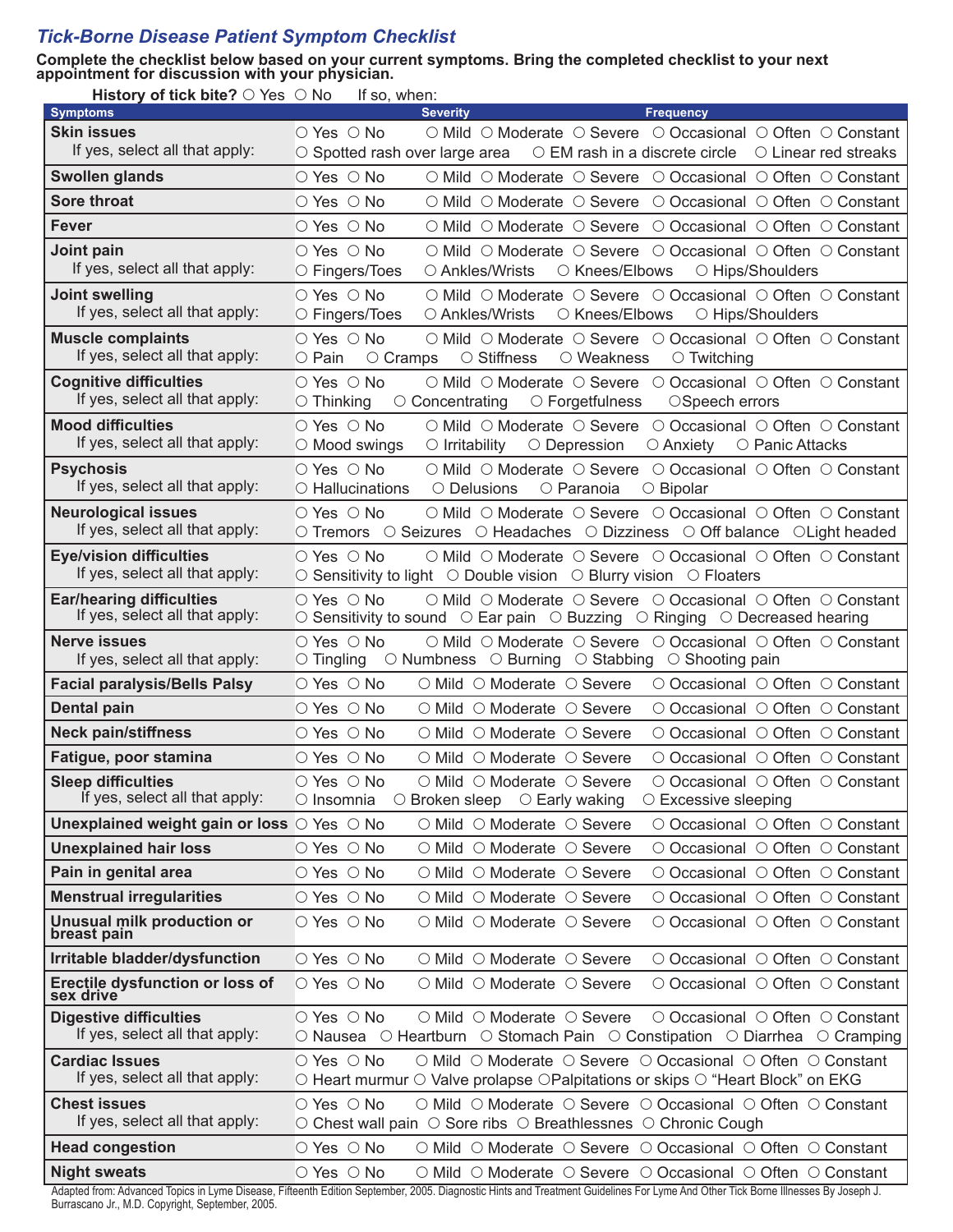## *Tick-Borne Disease Patient Symptom Checklist*

**Complete the checklist below based on your current symptoms. Bring the completed checklist to your next appointment for discussion with your physician.**

**History of tick bite?** ○ Yes ○ No    If so, when:

| Symptoms | | Severity | Frequency |
|---|---|---|---|
| **Skin issues** | ○ Yes ○ No | ○ Mild ○ Moderate ○ Severe | ○ Occasional ○ Often ○ Constant |
| If yes, select all that apply: | ○ Spotted rash over large area ○ EM rash in a discrete circle ○ Linear red streaks | | |
| **Swollen glands** | ○ Yes ○ No | ○ Mild ○ Moderate ○ Severe | ○ Occasional ○ Often ○ Constant |
| **Sore throat** | ○ Yes ○ No | ○ Mild ○ Moderate ○ Severe | ○ Occasional ○ Often ○ Constant |
| **Fever** | ○ Yes ○ No | ○ Mild ○ Moderate ○ Severe | ○ Occasional ○ Often ○ Constant |
| **Joint pain** | ○ Yes ○ No | ○ Mild ○ Moderate ○ Severe | ○ Occasional ○ Often ○ Constant |
| If yes, select all that apply: | ○ Fingers/Toes ○ Ankles/Wrists ○ Knees/Elbows ○ Hips/Shoulders | | |
| **Joint swelling** | ○ Yes ○ No | ○ Mild ○ Moderate ○ Severe | ○ Occasional ○ Often ○ Constant |
| If yes, select all that apply: | ○ Fingers/Toes ○ Ankles/Wrists ○ Knees/Elbows ○ Hips/Shoulders | | |
| **Muscle complaints** | ○ Yes ○ No | ○ Mild ○ Moderate ○ Severe | ○ Occasional ○ Often ○ Constant |
| If yes, select all that apply: | ○ Pain ○ Cramps ○ Stiffness ○ Weakness ○ Twitching | | |
| **Cognitive difficulties** | ○ Yes ○ No | ○ Mild ○ Moderate ○ Severe | ○ Occasional ○ Often ○ Constant |
| If yes, select all that apply: | ○ Thinking ○ Concentrating ○ Forgetfulness ○Speech errors | | |
| **Mood difficulties** | ○ Yes ○ No | ○ Mild ○ Moderate ○ Severe | ○ Occasional ○ Often ○ Constant |
| If yes, select all that apply: | ○ Mood swings ○ Irritability ○ Depression ○ Anxiety ○ Panic Attacks | | |
| **Psychosis** | ○ Yes ○ No | ○ Mild ○ Moderate ○ Severe | ○ Occasional ○ Often ○ Constant |
| If yes, select all that apply: | ○ Hallucinations ○ Delusions ○ Paranoia ○ Bipolar | | |
| **Neurological issues** | ○ Yes ○ No | ○ Mild ○ Moderate ○ Severe | ○ Occasional ○ Often ○ Constant |
| If yes, select all that apply: | ○ Tremors ○ Seizures ○ Headaches ○ Dizziness ○ Off balance ○Light headed | | |
| **Eye/vision difficulties** | ○ Yes ○ No | ○ Mild ○ Moderate ○ Severe | ○ Occasional ○ Often ○ Constant |
| If yes, select all that apply: | ○ Sensitivity to light ○ Double vision ○ Blurry vision ○ Floaters | | |
| **Ear/hearing difficulties** | ○ Yes ○ No | ○ Mild ○ Moderate ○ Severe | ○ Occasional ○ Often ○ Constant |
| If yes, select all that apply: | ○ Sensitivity to sound ○ Ear pain ○ Buzzing ○ Ringing ○ Decreased hearing | | |
| **Nerve issues** | ○ Yes ○ No | ○ Mild ○ Moderate ○ Severe | ○ Occasional ○ Often ○ Constant |
| If yes, select all that apply: | ○ Tingling ○ Numbness ○ Burning ○ Stabbing ○ Shooting pain | | |
| **Facial paralysis/Bells Palsy** | ○ Yes ○ No | ○ Mild ○ Moderate ○ Severe | ○ Occasional ○ Often ○ Constant |
| **Dental pain** | ○ Yes ○ No | ○ Mild ○ Moderate ○ Severe | ○ Occasional ○ Often ○ Constant |
| **Neck pain/stiffness** | ○ Yes ○ No | ○ Mild ○ Moderate ○ Severe | ○ Occasional ○ Often ○ Constant |
| **Fatigue, poor stamina** | ○ Yes ○ No | ○ Mild ○ Moderate ○ Severe | ○ Occasional ○ Often ○ Constant |
| **Sleep difficulties** | ○ Yes ○ No | ○ Mild ○ Moderate ○ Severe | ○ Occasional ○ Often ○ Constant |
| If yes, select all that apply: | ○ Insomnia ○ Broken sleep ○ Early waking ○ Excessive sleeping | | |
| **Unexplained weight gain or loss** | ○ Yes ○ No | ○ Mild ○ Moderate ○ Severe | ○ Occasional ○ Often ○ Constant |
| **Unexplained hair loss** | ○ Yes ○ No | ○ Mild ○ Moderate ○ Severe | ○ Occasional ○ Often ○ Constant |
| **Pain in genital area** | ○ Yes ○ No | ○ Mild ○ Moderate ○ Severe | ○ Occasional ○ Often ○ Constant |
| **Menstrual irregularities** | ○ Yes ○ No | ○ Mild ○ Moderate ○ Severe | ○ Occasional ○ Often ○ Constant |
| **Unusual milk production or breast pain** | ○ Yes ○ No | ○ Mild ○ Moderate ○ Severe | ○ Occasional ○ Often ○ Constant |
| **Irritable bladder/dysfunction** | ○ Yes ○ No | ○ Mild ○ Moderate ○ Severe | ○ Occasional ○ Often ○ Constant |
| **Erectile dysfunction or loss of sex drive** | ○ Yes ○ No | ○ Mild ○ Moderate ○ Severe | ○ Occasional ○ Often ○ Constant |
| **Digestive difficulties** | ○ Yes ○ No | ○ Mild ○ Moderate ○ Severe | ○ Occasional ○ Often ○ Constant |
| If yes, select all that apply: | ○ Nausea ○ Heartburn ○ Stomach Pain ○ Constipation ○ Diarrhea ○ Cramping | | |
| **Cardiac Issues** | ○ Yes ○ No | ○ Mild ○ Moderate ○ Severe | ○ Occasional ○ Often ○ Constant |
| If yes, select all that apply: | ○ Heart murmur ○ Valve prolapse ○Palpitations or skips ○ "Heart Block" on EKG | | |
| **Chest issues** | ○ Yes ○ No | ○ Mild ○ Moderate ○ Severe | ○ Occasional ○ Often ○ Constant |
| If yes, select all that apply: | ○ Chest wall pain ○ Sore ribs ○ Breathlessness ○ Chronic Cough | | |
| **Head congestion** | ○ Yes ○ No | ○ Mild ○ Moderate ○ Severe | ○ Occasional ○ Often ○ Constant |
| **Night sweats** | ○ Yes ○ No | ○ Mild ○ Moderate ○ Severe | ○ Occasional ○ Often ○ Constant |

Adapted from: Advanced Topics in Lyme Disease, Fifteenth Edition September, 2005. Diagnostic Hints and Treatment Guidelines For Lyme And Other Tick Borne Illnesses By Joseph J. Burrascano Jr., M.D. Copyright, September, 2005.